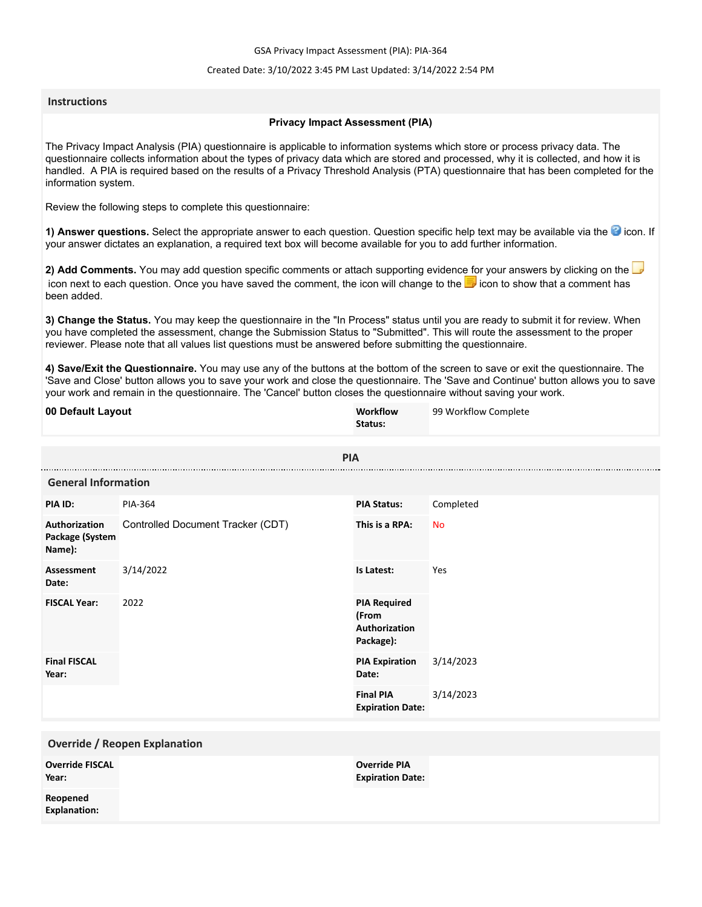GSA Privacy Impact Assessment (PIA): PIA-364

Created Date: 3/10/2022 3:45 PM Last Updated: 3/14/2022 2:54 PM

## Instructions

**Privacy Impact Assessment (PIA)**

The Privacy Impact Analysis (PIA) questionnaire is applicable to information systems which store or process privacy data. The questionnaire collects information about the types of privacy data which are stored and processed, why it is collected, and how it is handled. A PIA is required based on the results of a Privacy Threshold Analysis (PTA) questionnaire that has been completed for the information system.

Review the following steps to complete this questionnaire:

**1) Answer questions.** Select the appropriate answer to each question. Question specific help text may be available via the icon. If your answer dictates an explanation, a required text box will become available for you to add further information.

**2) Add Comments.** You may add question specific comments or attach supporting evidence for your answers by clicking on the icon next to each question. Once you have saved the comment, the icon will change to the icon to show that a comment has been added.

**3) Change the Status.** You may keep the questionnaire in the "In Process" status until you are ready to submit it for review. When you have completed the assessment, change the Submission Status to "Submitted". This will route the assessment to the proper reviewer. Please note that all values list questions must be answered before submitting the questionnaire.

**4) Save/Exit the Questionnaire.** You may use any of the buttons at the bottom of the screen to save or exit the questionnaire. The 'Save and Close' button allows you to save your work and close the questionnaire. The 'Save and Continue' button allows you to save your work and remain in the questionnaire. The 'Cancel' button closes the questionnaire without saving your work.

| **00 Default Layout** | **Workflow Status:** | 99 Workflow Complete |
|---|---|---|

## PIA

### General Information

| | | | |
|---|---|---|---|
| **PIA ID:** | PIA-364 | **PIA Status:** | Completed |
| **Authorization Package (System Name):** | Controlled Document Tracker (CDT) | **This is a RPA:** | No |
| **Assessment Date:** | 3/14/2022 | **Is Latest:** | Yes |
| **FISCAL Year:** | 2022 | **PIA Required (From Authorization Package):** | |
| **Final FISCAL Year:** | | **PIA Expiration Date:** | 3/14/2023 |
| | | **Final PIA Expiration Date:** | 3/14/2023 |

### Override / Reopen Explanation

| | | | |
|---|---|---|---|
| **Override FISCAL Year:** | | **Override PIA Expiration Date:** | |
| **Reopened Explanation:** | | | |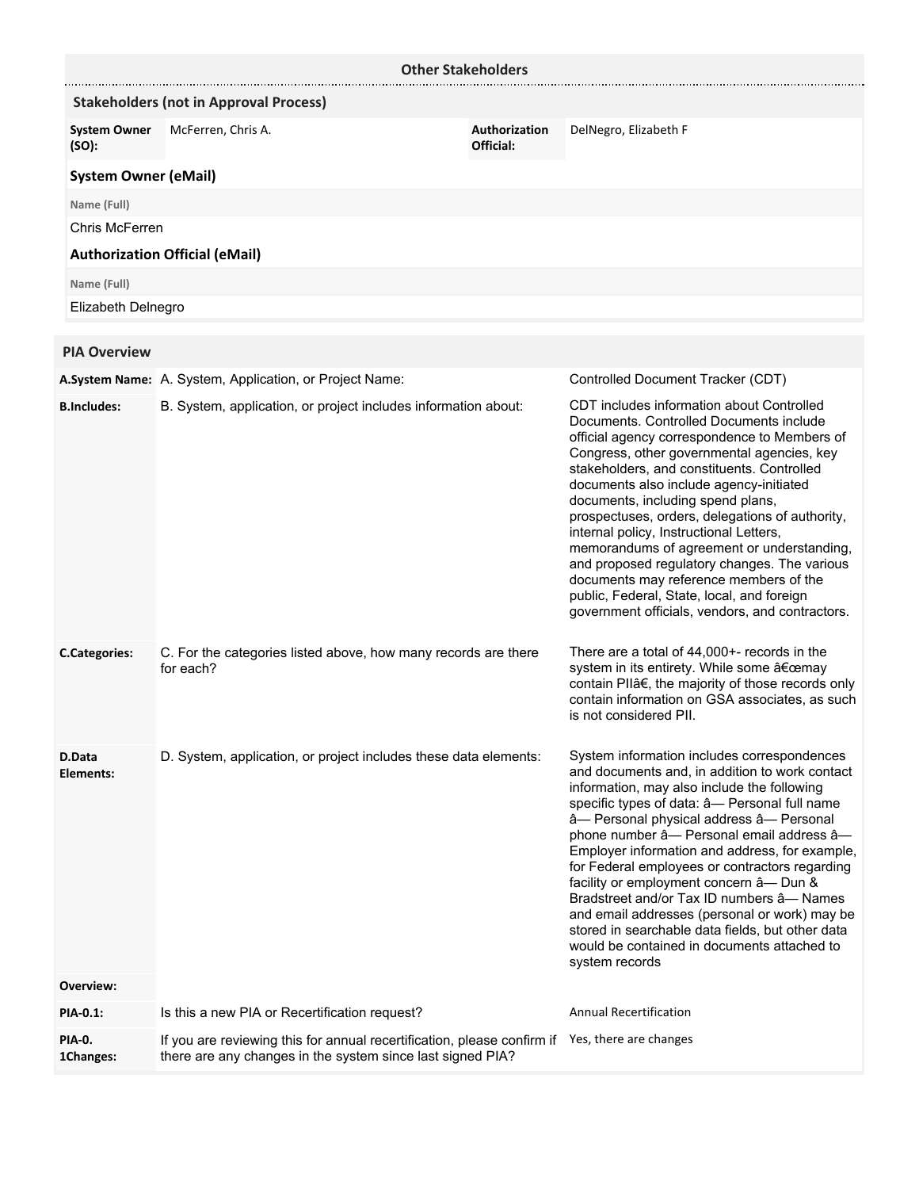## Other Stakeholders

### Stakeholders (not in Approval Process)

| System Owner (SO): | McFerren, Chris A. | Authorization Official: | DelNegro, Elizabeth F |
|---|---|---|---|

### System Owner (eMail)

**Name (Full)**

Chris McFerren

### Authorization Official (eMail)

**Name (Full)**

Elizabeth Delnegro

## PIA Overview

| | | |
|---|---|---|
| **A.System Name:** | A. System, Application, or Project Name: | Controlled Document Tracker (CDT) |
| **B.Includes:** | B. System, application, or project includes information about: | CDT includes information about Controlled Documents. Controlled Documents include official agency correspondence to Members of Congress, other governmental agencies, key stakeholders, and constituents. Controlled documents also include agency-initiated documents, including spend plans, prospectuses, orders, delegations of authority, internal policy, Instructional Letters, memorandums of agreement or understanding, and proposed regulatory changes. The various documents may reference members of the public, Federal, State, local, and foreign government officials, vendors, and contractors. |
| **C.Categories:** | C. For the categories listed above, how many records are there for each? | There are a total of 44,000+- records in the system in its entirety. While some â€œmay contain PIIâ€, the majority of those records only contain information on GSA associates, as such is not considered PII. |
| **D.Data Elements:** | D. System, application, or project includes these data elements: | System information includes correspondences and documents and, in addition to work contact information, may also include the following specific types of data: â— Personal full name â— Personal physical address â— Personal phone number â— Personal email address â— Employer information and address, for example, for Federal employees or contractors regarding facility or employment concern â— Dun & Bradstreet and/or Tax ID numbers â— Names and email addresses (personal or work) may be stored in searchable data fields, but other data would be contained in documents attached to system records |
| **Overview:** | | |
| **PIA-0.1:** | Is this a new PIA or Recertification request? | Annual Recertification |
| **PIA-0. 1Changes:** | If you are reviewing this for annual recertification, please confirm if there are any changes in the system since last signed PIA? | Yes, there are changes |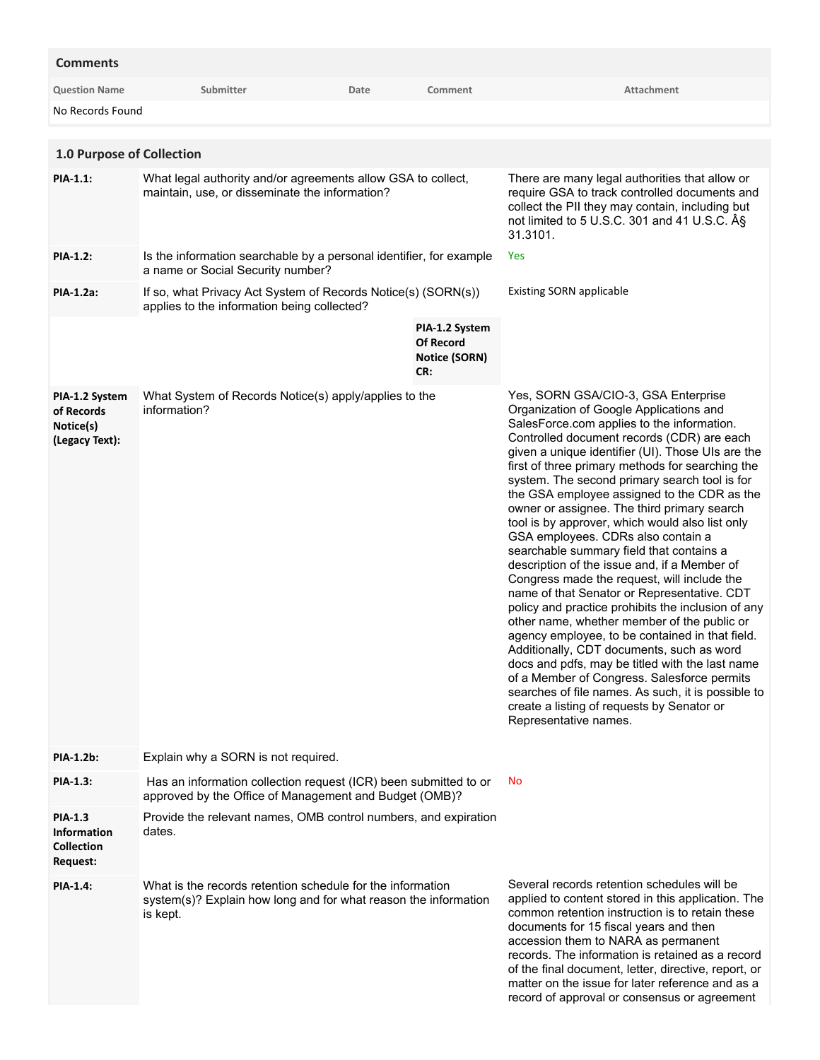## Comments

| Question Name | Submitter | Date | Comment | Attachment |
|---|---|---|---|---|
| No Records Found | | | | |

## 1.0 Purpose of Collection

| | | |
|---|---|---|
| **PIA-1.1:** | What legal authority and/or agreements allow GSA to collect, maintain, use, or disseminate the information? | There are many legal authorities that allow or require GSA to track controlled documents and collect the PII they may contain, including but not limited to 5 U.S.C. 301 and 41 U.S.C. Â§ 31.3101. |
| **PIA-1.2:** | Is the information searchable by a personal identifier, for example a name or Social Security number? | Yes |
| **PIA-1.2a:** | If so, what Privacy Act System of Records Notice(s) (SORN(s)) applies to the information being collected? | Existing SORN applicable |
| | **PIA-1.2 System Of Record Notice (SORN) CR:** | |
| **PIA-1.2 System of Records Notice(s) (Legacy Text):** | What System of Records Notice(s) apply/applies to the information? | Yes, SORN GSA/CIO-3, GSA Enterprise Organization of Google Applications and SalesForce.com applies to the information. Controlled document records (CDR) are each given a unique identifier (UI). Those UIs are the first of three primary methods for searching the system. The second primary search tool is for the GSA employee assigned to the CDR as the owner or assignee. The third primary search tool is by approver, which would also list only GSA employees. CDRs also contain a searchable summary field that contains a description of the issue and, if a Member of Congress made the request, will include the name of that Senator or Representative. CDT policy and practice prohibits the inclusion of any other name, whether member of the public or agency employee, to be contained in that field. Additionally, CDT documents, such as word docs and pdfs, may be titled with the last name of a Member of Congress. Salesforce permits searches of file names. As such, it is possible to create a listing of requests by Senator or Representative names. |
| **PIA-1.2b:** | Explain why a SORN is not required. | |
| **PIA-1.3:** | Has an information collection request (ICR) been submitted to or approved by the Office of Management and Budget (OMB)? | No |
| **PIA-1.3 Information Collection Request:** | Provide the relevant names, OMB control numbers, and expiration dates. | |
| **PIA-1.4:** | What is the records retention schedule for the information system(s)? Explain how long and for what reason the information is kept. | Several records retention schedules will be applied to content stored in this application. The common retention instruction is to retain these documents for 15 fiscal years and then accession them to NARA as permanent records. The information is retained as a record of the final document, letter, directive, report, or matter on the issue for later reference and as a record of approval or consensus or agreement |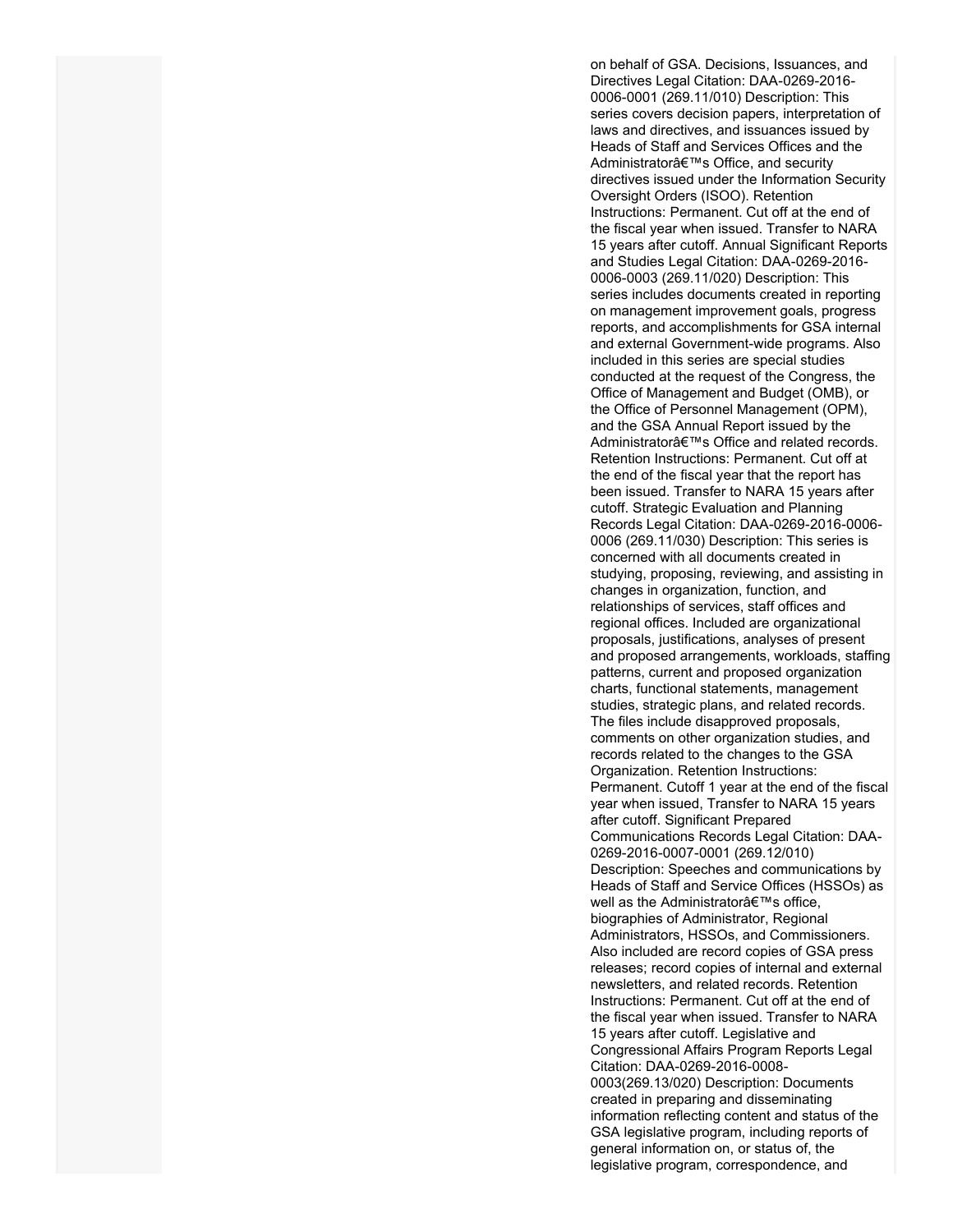on behalf of GSA. Decisions, Issuances, and Directives Legal Citation: DAA-0269-2016-0006-0001 (269.11/010) Description: This series covers decision papers, interpretation of laws and directives, and issuances issued by Heads of Staff and Services Offices and the Administratorâ€™s Office, and security directives issued under the Information Security Oversight Orders (ISOO). Retention Instructions: Permanent. Cut off at the end of the fiscal year when issued. Transfer to NARA 15 years after cutoff. Annual Significant Reports and Studies Legal Citation: DAA-0269-2016-0006-0003 (269.11/020) Description: This series includes documents created in reporting on management improvement goals, progress reports, and accomplishments for GSA internal and external Government-wide programs. Also included in this series are special studies conducted at the request of the Congress, the Office of Management and Budget (OMB), or the Office of Personnel Management (OPM), and the GSA Annual Report issued by the Administratorâ€™s Office and related records. Retention Instructions: Permanent. Cut off at the end of the fiscal year that the report has been issued. Transfer to NARA 15 years after cutoff. Strategic Evaluation and Planning Records Legal Citation: DAA-0269-2016-0006-0006 (269.11/030) Description: This series is concerned with all documents created in studying, proposing, reviewing, and assisting in changes in organization, function, and relationships of services, staff offices and regional offices. Included are organizational proposals, justifications, analyses of present and proposed arrangements, workloads, staffing patterns, current and proposed organization charts, functional statements, management studies, strategic plans, and related records. The files include disapproved proposals, comments on other organization studies, and records related to the changes to the GSA Organization. Retention Instructions: Permanent. Cutoff 1 year at the end of the fiscal year when issued, Transfer to NARA 15 years after cutoff. Significant Prepared Communications Records Legal Citation: DAA-0269-2016-0007-0001 (269.12/010) Description: Speeches and communications by Heads of Staff and Service Offices (HSSOs) as well as the Administratorâ€™s office, biographies of Administrator, Regional Administrators, HSSOs, and Commissioners. Also included are record copies of GSA press releases; record copies of internal and external newsletters, and related records. Retention Instructions: Permanent. Cut off at the end of the fiscal year when issued. Transfer to NARA 15 years after cutoff. Legislative and Congressional Affairs Program Reports Legal Citation: DAA-0269-2016-0008-0003(269.13/020) Description: Documents created in preparing and disseminating information reflecting content and status of the GSA legislative program, including reports of general information on, or status of, the legislative program, correspondence, and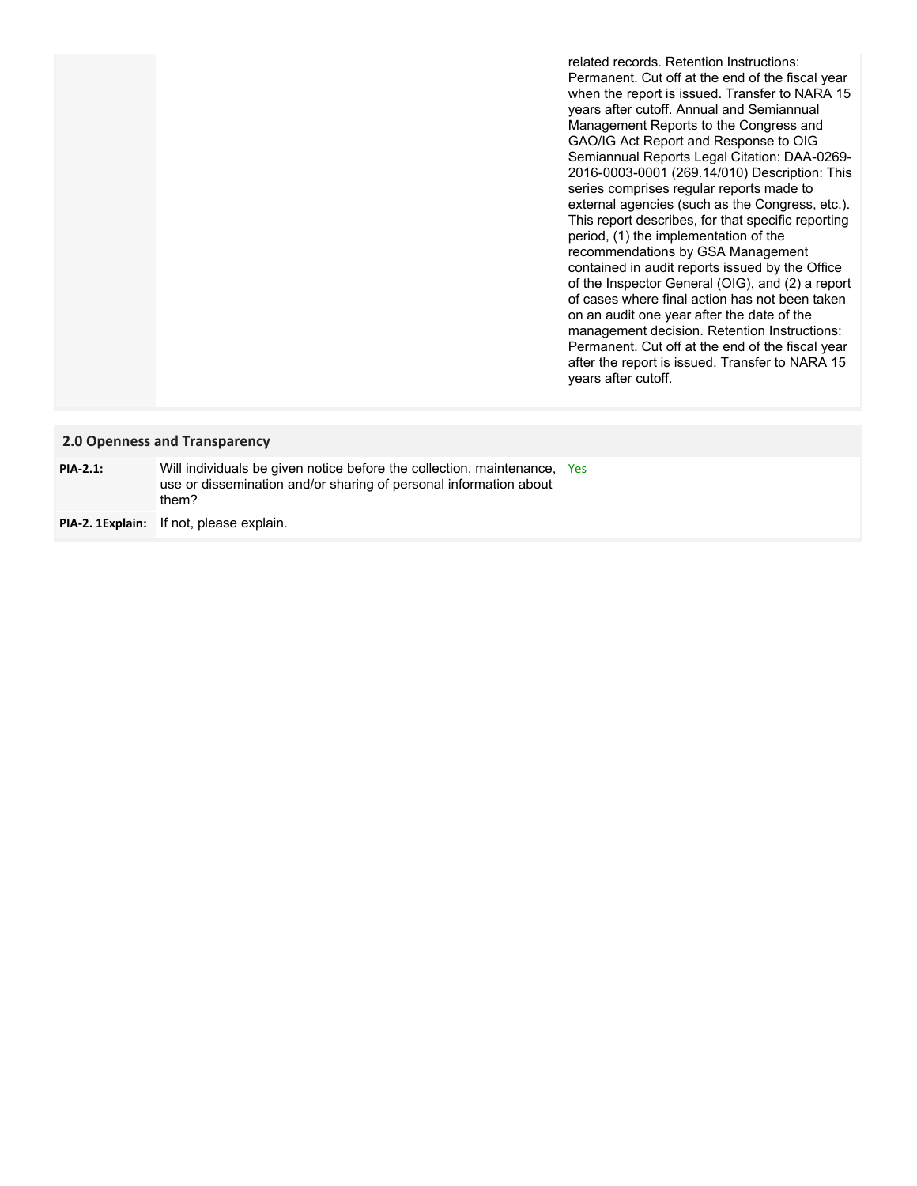| | | |
|---|---|---|
| | | related records. Retention Instructions: Permanent. Cut off at the end of the fiscal year when the report is issued. Transfer to NARA 15 years after cutoff. Annual and Semiannual Management Reports to the Congress and GAO/IG Act Report and Response to OIG Semiannual Reports Legal Citation: DAA-0269-2016-0003-0001 (269.14/010) Description: This series comprises regular reports made to external agencies (such as the Congress, etc.). This report describes, for that specific reporting period, (1) the implementation of the recommendations by GSA Management contained in audit reports issued by the Office of the Inspector General (OIG), and (2) a report of cases where final action has not been taken on an audit one year after the date of the management decision. Retention Instructions: Permanent. Cut off at the end of the fiscal year after the report is issued. Transfer to NARA 15 years after cutoff. |

## 2.0 Openness and Transparency

| | | |
|---|---|---|
| **PIA-2.1:** | Will individuals be given notice before the collection, maintenance, use or dissemination and/or sharing of personal information about them? | Yes |
| **PIA-2. 1Explain:** | If not, please explain. | |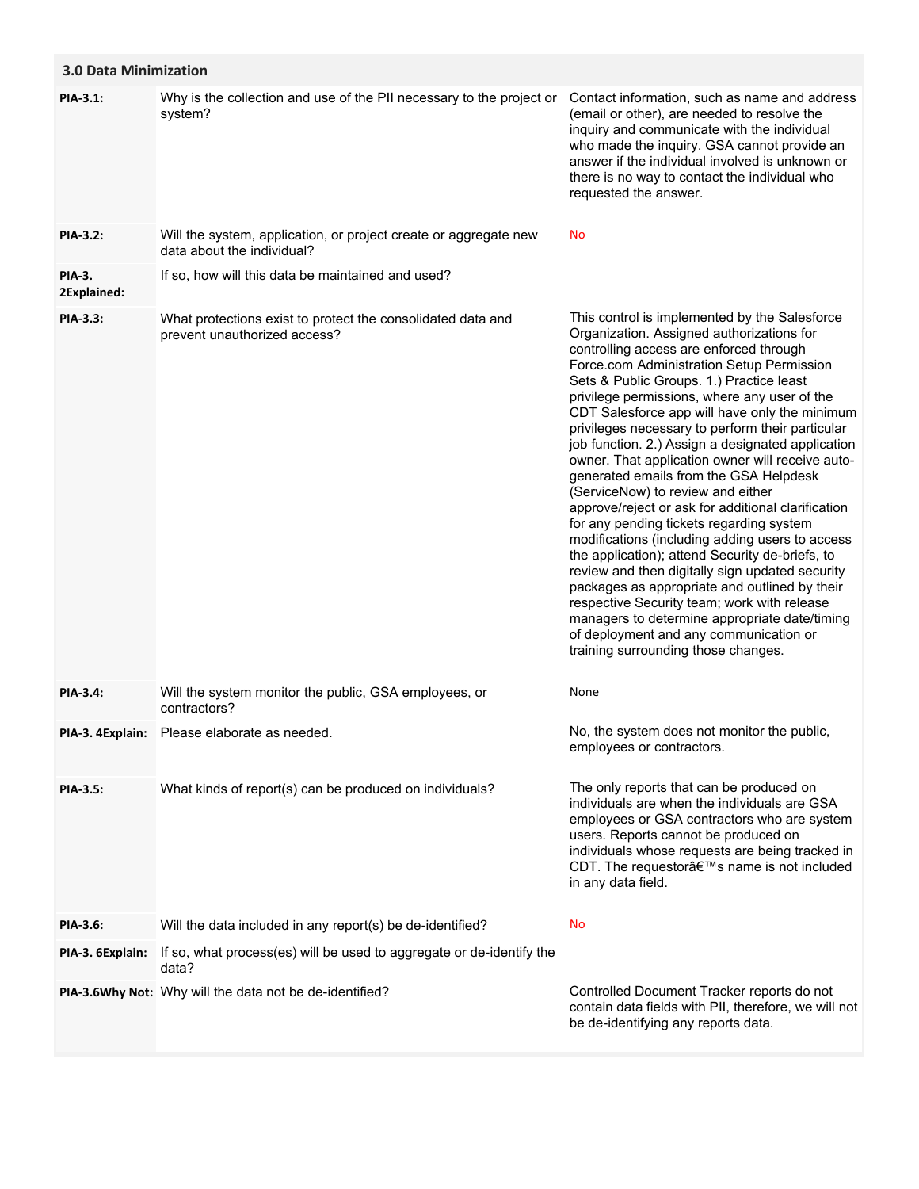| 3.0 Data Minimization | | |
|---|---|---|
| **PIA-3.1:** | Why is the collection and use of the PII necessary to the project or system? | Contact information, such as name and address (email or other), are needed to resolve the inquiry and communicate with the individual who made the inquiry. GSA cannot provide an answer if the individual involved is unknown or there is no way to contact the individual who requested the answer. |
| **PIA-3.2:** | Will the system, application, or project create or aggregate new data about the individual? | No |
| **PIA-3. 2Explained:** | If so, how will this data be maintained and used? | |
| **PIA-3.3:** | What protections exist to protect the consolidated data and prevent unauthorized access? | This control is implemented by the Salesforce Organization. Assigned authorizations for controlling access are enforced through Force.com Administration Setup Permission Sets & Public Groups. 1.) Practice least privilege permissions, where any user of the CDT Salesforce app will have only the minimum privileges necessary to perform their particular job function. 2.) Assign a designated application owner. That application owner will receive auto-generated emails from the GSA Helpdesk (ServiceNow) to review and either approve/reject or ask for additional clarification for any pending tickets regarding system modifications (including adding users to access the application); attend Security de-briefs, to review and then digitally sign updated security packages as appropriate and outlined by their respective Security team; work with release managers to determine appropriate date/timing of deployment and any communication or training surrounding those changes. |
| **PIA-3.4:** | Will the system monitor the public, GSA employees, or contractors? | None |
| **PIA-3. 4Explain:** | Please elaborate as needed. | No, the system does not monitor the public, employees or contractors. |
| **PIA-3.5:** | What kinds of report(s) can be produced on individuals? | The only reports that can be produced on individuals are when the individuals are GSA employees or GSA contractors who are system users. Reports cannot be produced on individuals whose requests are being tracked in CDT. The requestorâ€™s name is not included in any data field. |
| **PIA-3.6:** | Will the data included in any report(s) be de-identified? | No |
| **PIA-3. 6Explain:** | If so, what process(es) will be used to aggregate or de-identify the data? | |
| **PIA-3.6Why Not:** | Why will the data not be de-identified? | Controlled Document Tracker reports do not contain data fields with PII, therefore, we will not be de-identifying any reports data. |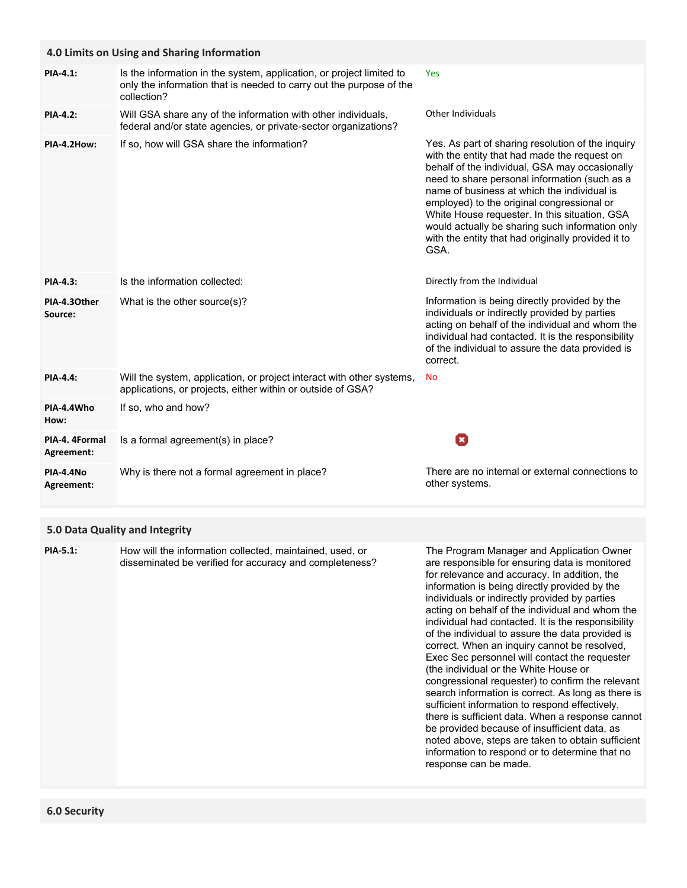## 4.0 Limits on Using and Sharing Information

| | | |
|---|---|---|
| **PIA-4.1:** | Is the information in the system, application, or project limited to only the information that is needed to carry out the purpose of the collection? | Yes |
| **PIA-4.2:** | Will GSA share any of the information with other individuals, federal and/or state agencies, or private-sector organizations? | Other Individuals |
| **PIA-4.2How:** | If so, how will GSA share the information? | Yes. As part of sharing resolution of the inquiry with the entity that had made the request on behalf of the individual, GSA may occasionally need to share personal information (such as a name of business at which the individual is employed) to the original congressional or White House requester. In this situation, GSA would actually be sharing such information only with the entity that had originally provided it to GSA. |
| **PIA-4.3:** | Is the information collected: | Directly from the Individual |
| **PIA-4.3Other Source:** | What is the other source(s)? | Information is being directly provided by the individuals or indirectly provided by parties acting on behalf of the individual and whom the individual had contacted. It is the responsibility of the individual to assure the data provided is correct. |
| **PIA-4.4:** | Will the system, application, or project interact with other systems, applications, or projects, either within or outside of GSA? | No |
| **PIA-4.4Who How:** | If so, who and how? | |
| **PIA-4. 4Formal Agreement:** | Is a formal agreement(s) in place? | ✖ |
| **PIA-4.4No Agreement:** | Why is there not a formal agreement in place? | There are no internal or external connections to other systems. |

## 5.0 Data Quality and Integrity

| | | |
|---|---|---|
| **PIA-5.1:** | How will the information collected, maintained, used, or disseminated be verified for accuracy and completeness? | The Program Manager and Application Owner are responsible for ensuring data is monitored for relevance and accuracy. In addition, the information is being directly provided by the individuals or indirectly provided by parties acting on behalf of the individual and whom the individual had contacted. It is the responsibility of the individual to assure the data provided is correct. When an inquiry cannot be resolved, Exec Sec personnel will contact the requester (the individual or the White House or congressional requester) to confirm the relevant search information is correct. As long as there is sufficient information to respond effectively, there is sufficient data. When a response cannot be provided because of insufficient data, as noted above, steps are taken to obtain sufficient information to respond or to determine that no response can be made. |

## 6.0 Security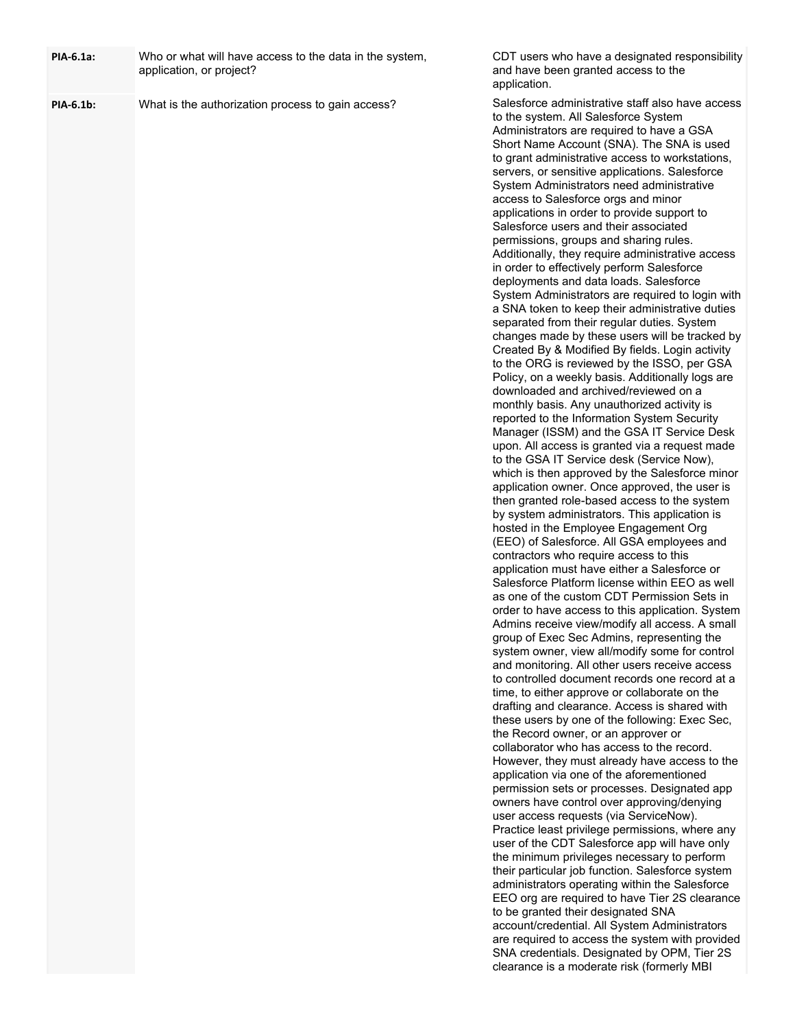| | | |
|---|---|---|
| **PIA-6.1a:** | Who or what will have access to the data in the system, application, or project? | CDT users who have a designated responsibility and have been granted access to the application. |
| **PIA-6.1b:** | What is the authorization process to gain access? | Salesforce administrative staff also have access to the system. All Salesforce System Administrators are required to have a GSA Short Name Account (SNA). The SNA is used to grant administrative access to workstations, servers, or sensitive applications. Salesforce System Administrators need administrative access to Salesforce orgs and minor applications in order to provide support to Salesforce users and their associated permissions, groups and sharing rules. Additionally, they require administrative access in order to effectively perform Salesforce deployments and data loads. Salesforce System Administrators are required to login with a SNA token to keep their administrative duties separated from their regular duties. System changes made by these users will be tracked by Created By & Modified By fields. Login activity to the ORG is reviewed by the ISSO, per GSA Policy, on a weekly basis. Additionally logs are downloaded and archived/reviewed on a monthly basis. Any unauthorized activity is reported to the Information System Security Manager (ISSM) and the GSA IT Service Desk upon. All access is granted via a request made to the GSA IT Service desk (Service Now), which is then approved by the Salesforce minor application owner. Once approved, the user is then granted role-based access to the system by system administrators. This application is hosted in the Employee Engagement Org (EEO) of Salesforce. All GSA employees and contractors who require access to this application must have either a Salesforce or Salesforce Platform license within EEO as well as one of the custom CDT Permission Sets in order to have access to this application. System Admins receive view/modify all access. A small group of Exec Sec Admins, representing the system owner, view all/modify some for control and monitoring. All other users receive access to controlled document records one record at a time, to either approve or collaborate on the drafting and clearance. Access is shared with these users by one of the following: Exec Sec, the Record owner, or an approver or collaborator who has access to the record. However, they must already have access to the application via one of the aforementioned permission sets or processes. Designated app owners have control over approving/denying user access requests (via ServiceNow). Practice least privilege permissions, where any user of the CDT Salesforce app will have only the minimum privileges necessary to perform their particular job function. Salesforce system administrators operating within the Salesforce EEO org are required to have Tier 2S clearance to be granted their designated SNA account/credential. All System Administrators are required to access the system with provided SNA credentials. Designated by OPM, Tier 2S clearance is a moderate risk (formerly MBI |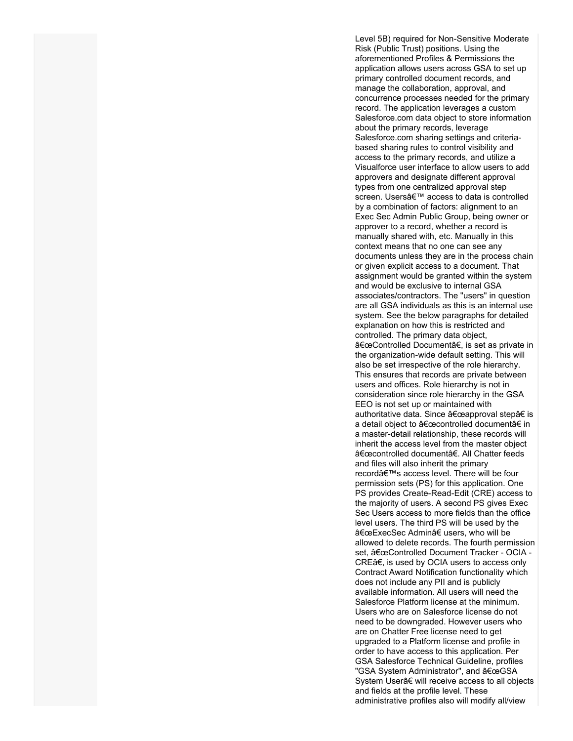Level 5B) required for Non-Sensitive Moderate Risk (Public Trust) positions. Using the aforementioned Profiles & Permissions the application allows users across GSA to set up primary controlled document records, and manage the collaboration, approval, and concurrence processes needed for the primary record. The application leverages a custom Salesforce.com data object to store information about the primary records, leverage Salesforce.com sharing settings and criteria-based sharing rules to control visibility and access to the primary records, and utilize a Visualforce user interface to allow users to add approvers and designate different approval types from one centralized approval step screen. Usersâ€™ access to data is controlled by a combination of factors: alignment to an Exec Sec Admin Public Group, being owner or approver to a record, whether a record is manually shared with, etc. Manually in this context means that no one can see any documents unless they are in the process chain or given explicit access to a document. That assignment would be granted within the system and would be exclusive to internal GSA associates/contractors. The "users" in question are all GSA individuals as this is an internal use system. See the below paragraphs for detailed explanation on how this is restricted and controlled. The primary data object, â€œControlled Documentâ€, is set as private in the organization-wide default setting. This will also be set irrespective of the role hierarchy. This ensures that records are private between users and offices. Role hierarchy is not in consideration since role hierarchy in the GSA EEO is not set up or maintained with authoritative data. Since â€œapproval stepâ€ is a detail object to â€œcontrolled documentâ€ in a master-detail relationship, these records will inherit the access level from the master object â€œcontrolled documentâ€. All Chatter feeds and files will also inherit the primary recordâ€™s access level. There will be four permission sets (PS) for this application. One PS provides Create-Read-Edit (CRE) access to the majority of users. A second PS gives Exec Sec Users access to more fields than the office level users. The third PS will be used by the â€œExecSec Adminâ€ users, who will be allowed to delete records. The fourth permission set, â€œControlled Document Tracker - OCIA - CREâ€, is used by OCIA users to access only Contract Award Notification functionality which does not include any PII and is publicly available information. All users will need the Salesforce Platform license at the minimum. Users who are on Salesforce license do not need to be downgraded. However users who are on Chatter Free license need to get upgraded to a Platform license and profile in order to have access to this application. Per GSA Salesforce Technical Guideline, profiles "GSA System Administrator", and â€œGSA System Userâ€ will receive access to all objects and fields at the profile level. These administrative profiles also will modify all/view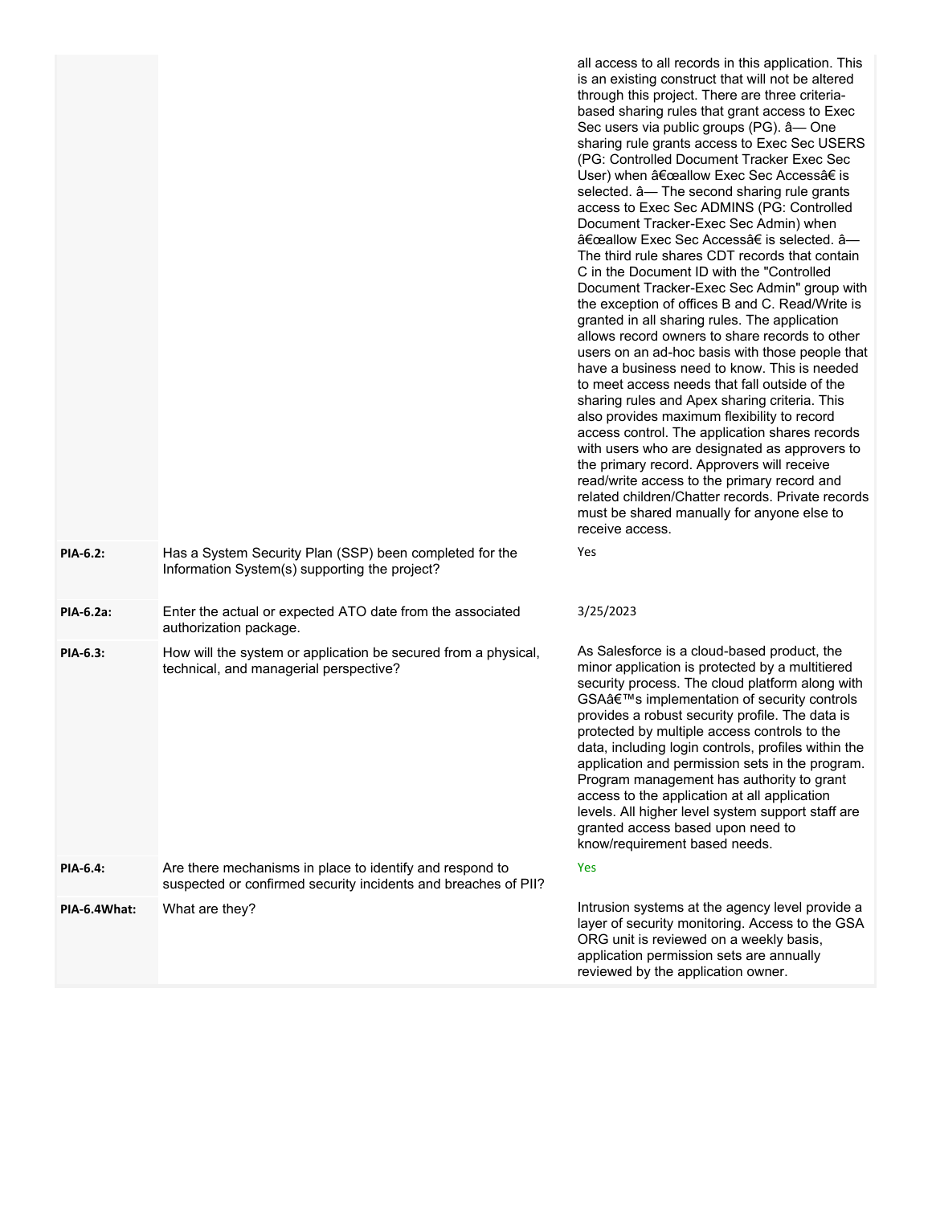| | | |
|---|---|---|
| | | all access to all records in this application. This is an existing construct that will not be altered through this project. There are three criteria-based sharing rules that grant access to Exec Sec users via public groups (PG). â— One sharing rule grants access to Exec Sec USERS (PG: Controlled Document Tracker Exec Sec User) when â€œallow Exec Sec Accessâ€ is selected. â— The second sharing rule grants access to Exec Sec ADMINS (PG: Controlled Document Tracker-Exec Sec Admin) when â€œallow Exec Sec Accessâ€ is selected. â— The third rule shares CDT records that contain C in the Document ID with the "Controlled Document Tracker-Exec Sec Admin" group with the exception of offices B and C. Read/Write is granted in all sharing rules. The application allows record owners to share records to other users on an ad-hoc basis with those people that have a business need to know. This is needed to meet access needs that fall outside of the sharing rules and Apex sharing criteria. This also provides maximum flexibility to record access control. The application shares records with users who are designated as approvers to the primary record. Approvers will receive read/write access to the primary record and related children/Chatter records. Private records must be shared manually for anyone else to receive access. |
| **PIA-6.2:** | Has a System Security Plan (SSP) been completed for the Information System(s) supporting the project? | Yes |
| **PIA-6.2a:** | Enter the actual or expected ATO date from the associated authorization package. | 3/25/2023 |
| **PIA-6.3:** | How will the system or application be secured from a physical, technical, and managerial perspective? | As Salesforce is a cloud-based product, the minor application is protected by a multitiered security process. The cloud platform along with GSAâ€™s implementation of security controls provides a robust security profile. The data is protected by multiple access controls to the data, including login controls, profiles within the application and permission sets in the program. Program management has authority to grant access to the application at all application levels. All higher level system support staff are granted access based upon need to know/requirement based needs. |
| **PIA-6.4:** | Are there mechanisms in place to identify and respond to suspected or confirmed security incidents and breaches of PII? | Yes |
| **PIA-6.4What:** | What are they? | Intrusion systems at the agency level provide a layer of security monitoring. Access to the GSA ORG unit is reviewed on a weekly basis, application permission sets are annually reviewed by the application owner. |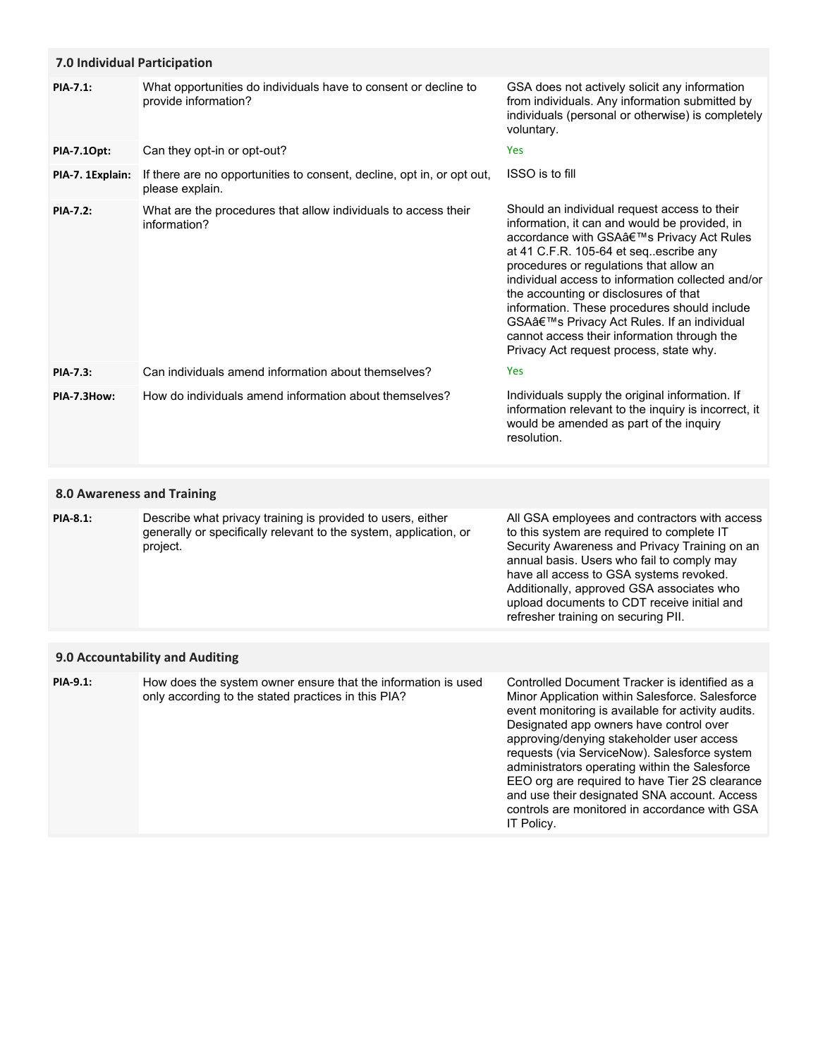## 7.0 Individual Participation

| | | |
|---|---|---|
| **PIA-7.1:** | What opportunities do individuals have to consent or decline to provide information? | GSA does not actively solicit any information from individuals. Any information submitted by individuals (personal or otherwise) is completely voluntary. |
| **PIA-7.1Opt:** | Can they opt-in or opt-out? | Yes |
| **PIA-7. 1Explain:** | If there are no opportunities to consent, decline, opt in, or opt out, please explain. | ISSO is to fill |
| **PIA-7.2:** | What are the procedures that allow individuals to access their information? | Should an individual request access to their information, it can and would be provided, in accordance with GSAâ€™s Privacy Act Rules at 41 C.F.R. 105-64 et seq..escribe any procedures or regulations that allow an individual access to information collected and/or the accounting or disclosures of that information. These procedures should include GSAâ€™s Privacy Act Rules. If an individual cannot access their information through the Privacy Act request process, state why. |
| **PIA-7.3:** | Can individuals amend information about themselves? | Yes |
| **PIA-7.3How:** | How do individuals amend information about themselves? | Individuals supply the original information. If information relevant to the inquiry is incorrect, it would be amended as part of the inquiry resolution. |

## 8.0 Awareness and Training

| | | |
|---|---|---|
| **PIA-8.1:** | Describe what privacy training is provided to users, either generally or specifically relevant to the system, application, or project. | All GSA employees and contractors with access to this system are required to complete IT Security Awareness and Privacy Training on an annual basis. Users who fail to comply may have all access to GSA systems revoked. Additionally, approved GSA associates who upload documents to CDT receive initial and refresher training on securing PII. |

## 9.0 Accountability and Auditing

| | | |
|---|---|---|
| **PIA-9.1:** | How does the system owner ensure that the information is used only according to the stated practices in this PIA? | Controlled Document Tracker is identified as a Minor Application within Salesforce. Salesforce event monitoring is available for activity audits. Designated app owners have control over approving/denying stakeholder user access requests (via ServiceNow). Salesforce system administrators operating within the Salesforce EEO org are required to have Tier 2S clearance and use their designated SNA account. Access controls are monitored in accordance with GSA IT Policy. |